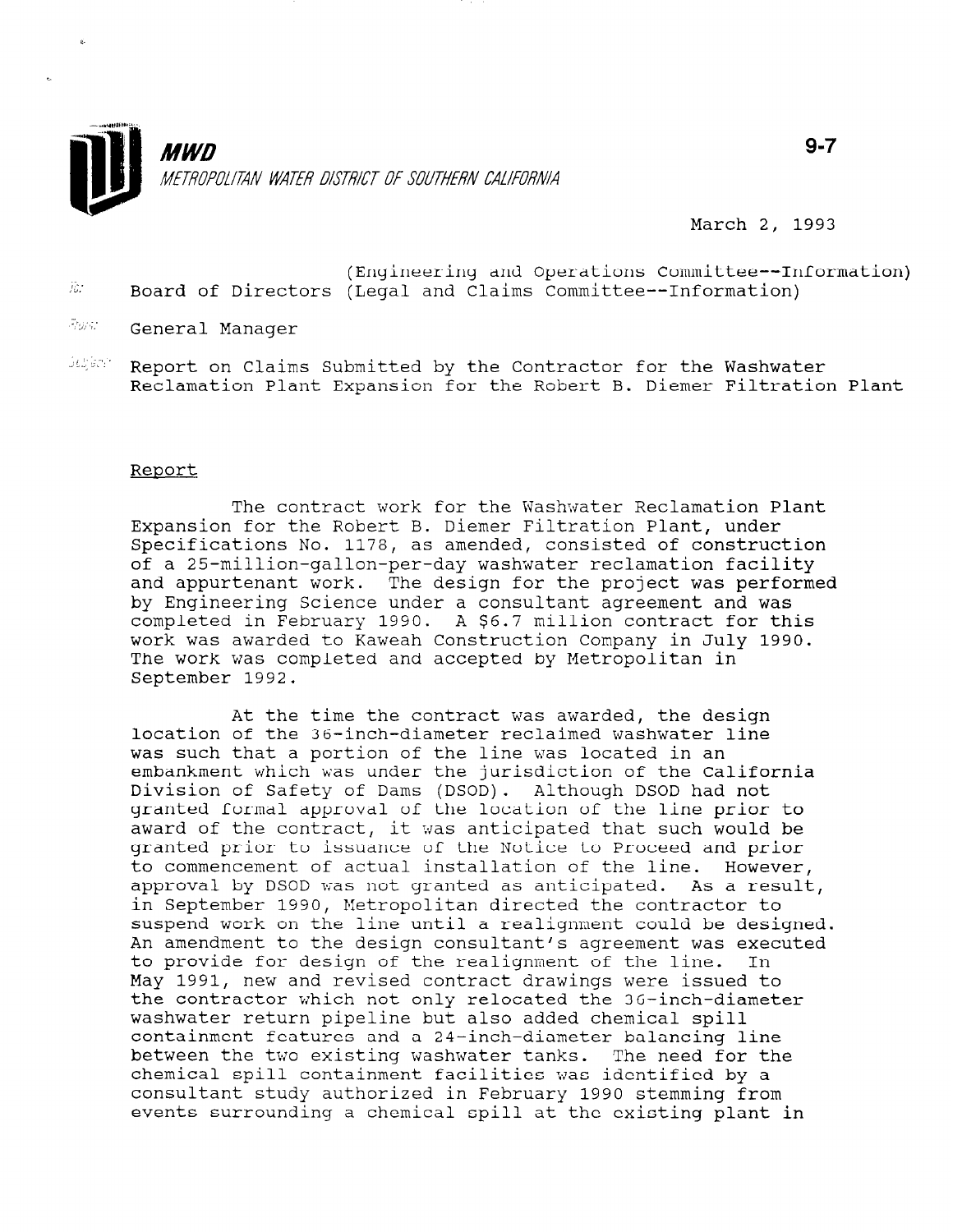**MWD**

*METROPOLITAN WATER DISTRICT OF SOUTHERN CALIFORNIA*

9-7

March 2, 1993

To: Board of Directors (Engineering and Operations Committee--Information) (Legal and Claims Committee--Information)

From: General Manager

Subject: Report on Claims Submitted by the Contractor for the Washwater Reclamation Plant Expansion for the Robert B. Diemer Filtration Plant

## Report

The contract work for the Washwater Reclamation Plant Expansion for the Robert B. Diemer Filtration Plant, under Specifications No. 1178, as amended, consisted of construction of a 25-million-gallon-per-day washwater reclamation facility and appurtenant work. The design for the project was performed by Engineering Science under a consultant agreement and was completed in February 1990. A $6.7 million contract for this work was awarded to Kaweah Construction Company in July 1990. The work was completed and accepted by Metropolitan in September 1992.

At the time the contract was awarded, the design location of the 36-inch-diameter reclaimed washwater line was such that a portion of the line was located in an embankment which was under the jurisdiction of the California Division of Safety of Dams (DSOD). Although DSOD had not granted formal approval of the location of the line prior to award of the contract, it was anticipated that such would be granted prior to issuance of the Notice to Proceed and prior to commencement of actual installation of the line. However, approval by DSOD was not granted as anticipated. As a result, in September 1990, Metropolitan directed the contractor to suspend work on the line until a realignment could be designed. An amendment to the design consultant's agreement was executed to provide for design of the realignment of the line. In May 1991, new and revised contract drawings were issued to the contractor which not only relocated the 36-inch-diameter washwater return pipeline but also added chemical spill containment features and a 24-inch-diameter balancing line between the two existing washwater tanks. The need for the chemical spill containment facilities was identified by a consultant study authorized in February 1990 stemming from events surrounding a chemical spill at the existing plant in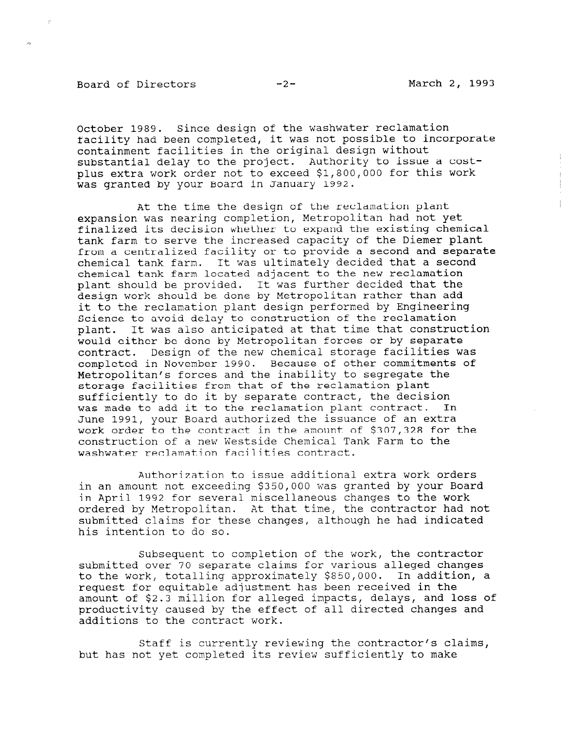October 1989. Since design of the washwater reclamation facility had been completed, it was not possible to incorporate containment facilities in the original design without substantial delay to the project. Authority to issue a cost-plus extra work order not to exceed $1,800,000 for this work was granted by your Board in January 1992.

At the time the design of the reclamation plant expansion was nearing completion, Metropolitan had not yet finalized its decision whether to expand the existing chemical tank farm to serve the increased capacity of the Diemer plant from a centralized facility or to provide a second and separate chemical tank farm. It was ultimately decided that a second chemical tank farm located adjacent to the new reclamation plant should be provided. It was further decided that the design work should be done by Metropolitan rather than add it to the reclamation plant design performed by Engineering Science to avoid delay to construction of the reclamation plant. It was also anticipated at that time that construction would either be done by Metropolitan forces or by separate contract. Design of the new chemical storage facilities was completed in November 1990. Because of other commitments of Metropolitan's forces and the inability to segregate the storage facilities from that of the reclamation plant sufficiently to do it by separate contract, the decision was made to add it to the reclamation plant contract. In June 1991, your Board authorized the issuance of an extra work order to the contract in the amount of $307,328 for the construction of a new Westside Chemical Tank Farm to the washwater reclamation facilities contract.

Authorization to issue additional extra work orders in an amount not exceeding $350,000 was granted by your Board in April 1992 for several miscellaneous changes to the work ordered by Metropolitan. At that time, the contractor had not submitted claims for these changes, although he had indicated his intention to do so.

Subsequent to completion of the work, the contractor submitted over 70 separate claims for various alleged changes to the work, totalling approximately $850,000. In addition, a request for equitable adjustment has been received in the amount of $2.3 million for alleged impacts, delays, and loss of productivity caused by the effect of all directed changes and additions to the contract work.

Staff is currently reviewing the contractor's claims, but has not yet completed its review sufficiently to make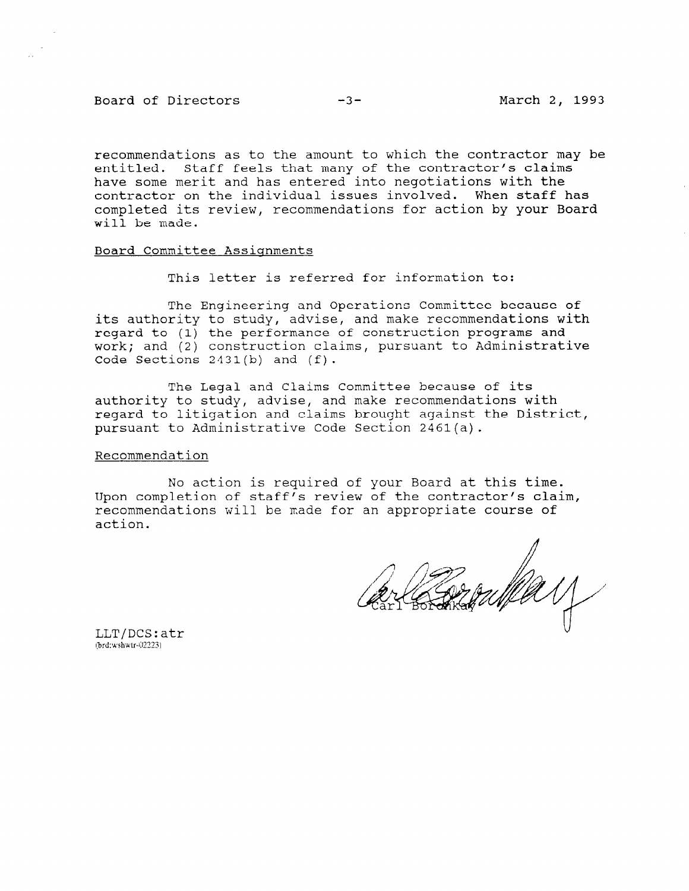recommendations as to the amount to which the contractor may be entitled. Staff feels that many of the contractor's claims have some merit and has entered into negotiations with the contractor on the individual issues involved. When staff has completed its review, recommendations for action by your Board will be made.

## Board Committee Assignments

This letter is referred for information to:

The Engineering and Operations Committee because of its authority to study, advise, and make recommendations with regard to (1) the performance of construction programs and work; and (2) construction claims, pursuant to Administrative Code Sections 2431(b) and (f).

The Legal and Claims Committee because of its authority to study, advise, and make recommendations with regard to litigation and claims brought against the District, pursuant to Administrative Code Section 2461(a).

## Recommendation

No action is required of your Board at this time. Upon completion of staff's review of the contractor's claim, recommendations will be made for an appropriate course of action.

Carl Boronkay

LLT/DCS:atr
(brd:wshwtr-02223)